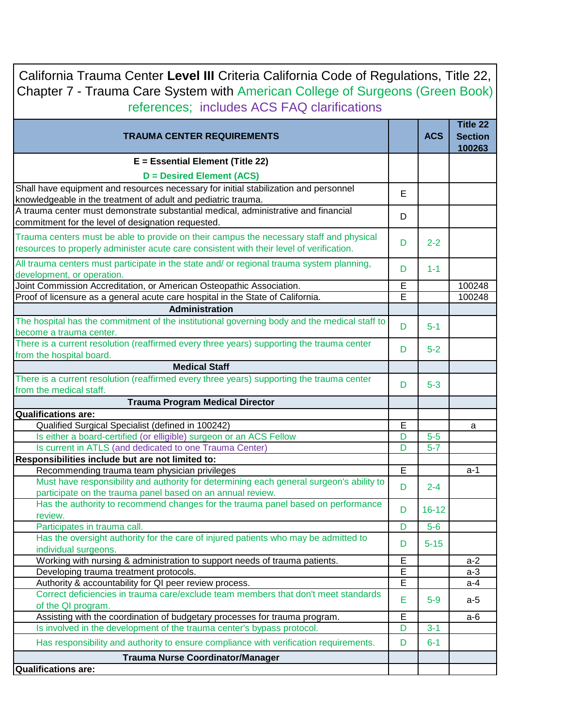# California Trauma Center **Level III** Criteria California Code of Regulations, Title 22, Chapter 7 - Trauma Care System with American College of Surgeons (Green Book) references; includes ACS FAQ clarifications

| TRAUMA CENTER REQUIREMENTS | | ACS | Title 22 Section 100263 |
|---|---|---|---|
| **E = Essential Element (Title 22)**<br>**D = Desired Element (ACS)** | | | |
| Shall have equipment and resources necessary for initial stabilization and personnel knowledgeable in the treatment of adult and pediatric trauma. | E | | |
| A trauma center must demonstrate substantial medical, administrative and financial commitment for the level of designation requested. | D | | |
| Trauma centers must be able to provide on their campus the necessary staff and physical resources to properly administer acute care consistent with their level of verification. | D | 2-2 | |
| All trauma centers must participate in the state and/ or regional trauma system planning, development, or operation. | D | 1-1 | |
| Joint Commission Accreditation, or American Osteopathic Association. | E | | 100248 |
| Proof of licensure as a general acute care hospital in the State of California. | E | | 100248 |
| **Administration** | | | |
| The hospital has the commitment of the institutional governing body and the medical staff to become a trauma center. | D | 5-1 | |
| There is a current resolution (reaffirmed every three years) supporting the trauma center from the hospital board. | D | 5-2 | |
| **Medical Staff** | | | |
| There is a current resolution (reaffirmed every three years) supporting the trauma center from the medical staff. | D | 5-3 | |
| **Trauma Program Medical Director** | | | |
| **Qualifications are:** | | | |
| Qualified Surgical Specialist (defined in 100242) | E | | a |
| Is either a board-certified (or elligible) surgeon or an ACS Fellow | D | 5-5 | |
| Is current in ATLS (and dedicated to one Trauma Center) | D | 5-7 | |
| **Responsibilities include but are not limited to:** | | | |
| Recommending trauma team physician privileges | E | | a-1 |
| Must have responsibility and authority for determining each general surgeon's ability to participate on the trauma panel based on an annual review. | D | 2-4 | |
| Has the authority to recommend changes for the trauma panel based on performance review. | D | 16-12 | |
| Participates in trauma call. | D | 5-6 | |
| Has the oversight authority for the care of injured patients who may be admitted to individual surgeons. | D | 5-15 | |
| Working with nursing & administration to support needs of trauma patients. | E | | a-2 |
| Developing trauma treatment protocols. | E | | a-3 |
| Authority & accountability for QI peer review process. | E | | a-4 |
| Correct deficiencies in trauma care/exclude team members that don't meet standards of the QI program. | E | 5-9 | a-5 |
| Assisting with the coordination of budgetary processes for trauma program. | E | | a-6 |
| Is involved in the development of the trauma center's bypass protocol. | D | 3-1 | |
| Has responsibility and authority to ensure compliance with verification requirements. | D | 6-1 | |
| **Trauma Nurse Coordinator/Manager** | | | |
| **Qualifications are:** | | | |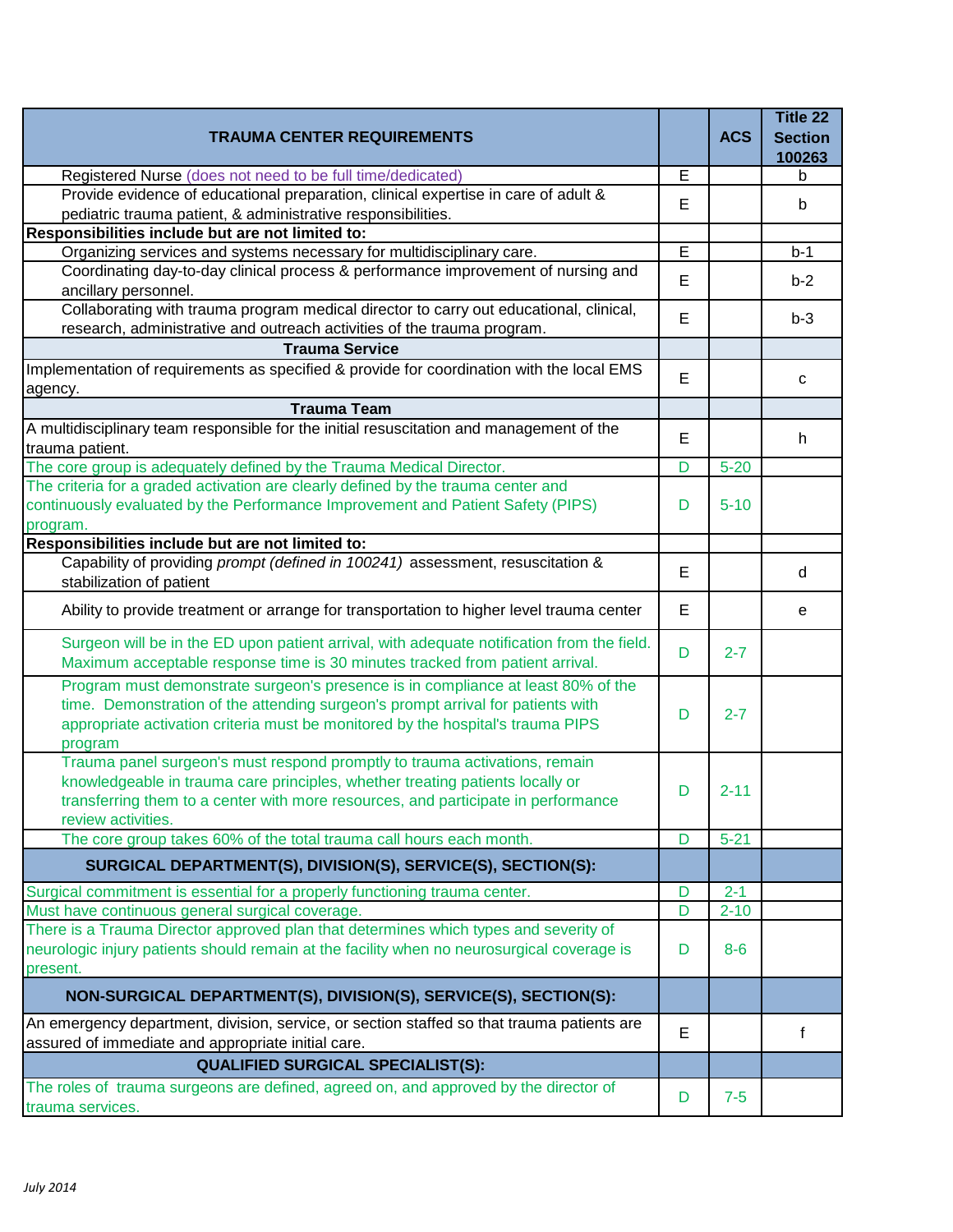| TRAUMA CENTER REQUIREMENTS | | ACS | Title 22 Section 100263 |
|---|---|---|---|
| Registered Nurse (does not need to be full time/dedicated) | E | | b |
| Provide evidence of educational preparation, clinical expertise in care of adult & pediatric trauma patient, & administrative responsibilities. | E | | b |
| **Responsibilities include but are not limited to:** | | | |
| Organizing services and systems necessary for multidisciplinary care. | E | | b-1 |
| Coordinating day-to-day clinical process & performance improvement of nursing and ancillary personnel. | E | | b-2 |
| Collaborating with trauma program medical director to carry out educational, clinical, research, administrative and outreach activities of the trauma program. | E | | b-3 |
| **Trauma Service** | | | |
| Implementation of requirements as specified & provide for coordination with the local EMS agency. | E | | c |
| **Trauma Team** | | | |
| A multidisciplinary team responsible for the initial resuscitation and management of the trauma patient. | E | | h |
| The core group is adequately defined by the Trauma Medical Director. | D | 5-20 | |
| The criteria for a graded activation are clearly defined by the trauma center and continuously evaluated by the Performance Improvement and Patient Safety (PIPS) program. | D | 5-10 | |
| **Responsibilities include but are not limited to:** | | | |
| Capability of providing *prompt (defined in 100241)* assessment, resuscitation & stabilization of patient | E | | d |
| Ability to provide treatment or arrange for transportation to higher level trauma center | E | | e |
| Surgeon will be in the ED upon patient arrival, with adequate notification from the field. Maximum acceptable response time is 30 minutes tracked from patient arrival. | D | 2-7 | |
| Program must demonstrate surgeon's presence is in compliance at least 80% of the time. Demonstration of the attending surgeon's prompt arrival for patients with appropriate activation criteria must be monitored by the hospital's trauma PIPS program | D | 2-7 | |
| Trauma panel surgeon's must respond promptly to trauma activations, remain knowledgeable in trauma care principles, whether treating patients locally or transferring them to a center with more resources, and participate in performance review activities. | D | 2-11 | |
| The core group takes 60% of the total trauma call hours each month. | D | 5-21 | |
| **SURGICAL DEPARTMENT(S), DIVISION(S), SERVICE(S), SECTION(S):** | | | |
| Surgical commitment is essential for a properly functioning trauma center. | D | 2-1 | |
| Must have continuous general surgical coverage. | D | 2-10 | |
| There is a Trauma Director approved plan that determines which types and severity of neurologic injury patients should remain at the facility when no neurosurgical coverage is present. | D | 8-6 | |
| **NON-SURGICAL DEPARTMENT(S), DIVISION(S), SERVICE(S), SECTION(S):** | | | |
| An emergency department, division, service, or section staffed so that trauma patients are assured of immediate and appropriate initial care. | E | | f |
| **QUALIFIED SURGICAL SPECIALIST(S):** | | | |
| The roles of trauma surgeons are defined, agreed on, and approved by the director of trauma services. | D | 7-5 | |

*July 2014*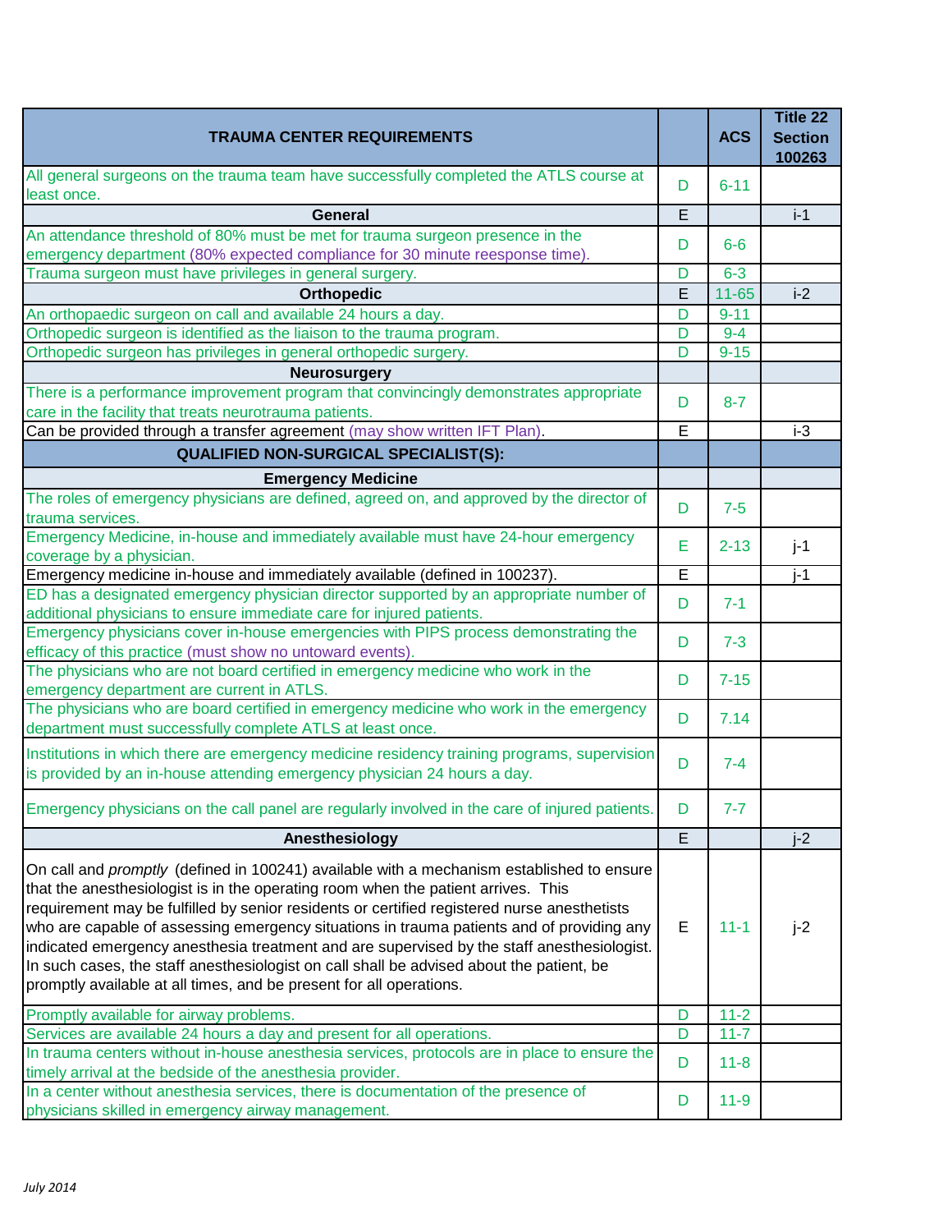| TRAUMA CENTER REQUIREMENTS | | ACS | Title 22 Section 100263 |
|---|---|---|---|
| All general surgeons on the trauma team have successfully completed the ATLS course at least once. | D | 6-11 | |
| **General** | E | | i-1 |
| An attendance threshold of 80% must be met for trauma surgeon presence in the emergency department (80% expected compliance for 30 minute reesponse time). | D | 6-6 | |
| Trauma surgeon must have privileges in general surgery. | D | 6-3 | |
| **Orthopedic** | E | 11-65 | i-2 |
| An orthopaedic surgeon on call and available 24 hours a day. | D | 9-11 | |
| Orthopedic surgeon is identified as the liaison to the trauma program. | D | 9-4 | |
| Orthopedic surgeon has privileges in general orthopedic surgery. | D | 9-15 | |
| **Neurosurgery** | | | |
| There is a performance improvement program that convincingly demonstrates appropriate care in the facility that treats neurotrauma patients. | D | 8-7 | |
| Can be provided through a transfer agreement (may show written IFT Plan). | E | | i-3 |
| **QUALIFIED NON-SURGICAL SPECIALIST(S):** | | | |
| **Emergency Medicine** | | | |
| The roles of emergency physicians are defined, agreed on, and approved by the director of trauma services. | D | 7-5 | |
| Emergency Medicine, in-house and immediately available must have 24-hour emergency coverage by a physician. | E | 2-13 | j-1 |
| Emergency medicine in-house and immediately available (defined in 100237). | E | | j-1 |
| ED has a designated emergency physician director supported by an appropriate number of additional physicians to ensure immediate care for injured patients. | D | 7-1 | |
| Emergency physicians cover in-house emergencies with PIPS process demonstrating the efficacy of this practice (must show no untoward events). | D | 7-3 | |
| The physicians who are not board certified in emergency medicine who work in the emergency department are current in ATLS. | D | 7-15 | |
| The physicians who are board certified in emergency medicine who work in the emergency department must successfully complete ATLS at least once. | D | 7.14 | |
| Institutions in which there are emergency medicine residency training programs, supervision is provided by an in-house attending emergency physician 24 hours a day. | D | 7-4 | |
| Emergency physicians on the call panel are regularly involved in the care of injured patients. | D | 7-7 | |
| **Anesthesiology** | E | | j-2 |
| On call and *promptly* (defined in 100241) available with a mechanism established to ensure that the anesthesiologist is in the operating room when the patient arrives. This requirement may be fulfilled by senior residents or certified registered nurse anesthetists who are capable of assessing emergency situations in trauma patients and of providing any indicated emergency anesthesia treatment and are supervised by the staff anesthesiologist. In such cases, the staff anesthesiologist on call shall be advised about the patient, be promptly available at all times, and be present for all operations. | E | 11-1 | j-2 |
| Promptly available for airway problems. | D | 11-2 | |
| Services are available 24 hours a day and present for all operations. | D | 11-7 | |
| In trauma centers without in-house anesthesia services, protocols are in place to ensure the timely arrival at the bedside of the anesthesia provider. | D | 11-8 | |
| In a center without anesthesia services, there is documentation of the presence of physicians skilled in emergency airway management. | D | 11-9 | |

*July 2014*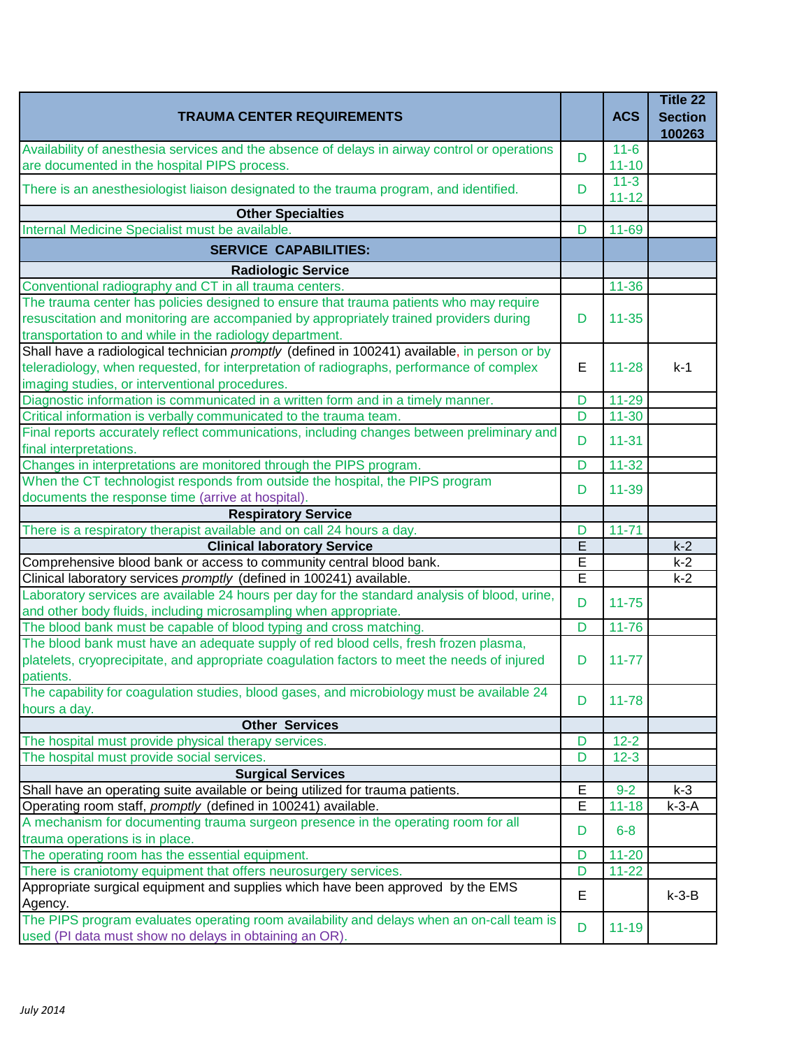| TRAUMA CENTER REQUIREMENTS | | ACS | Title 22 Section 100263 |
|---|---|---|---|
| Availability of anesthesia services and the absence of delays in airway control or operations are documented in the hospital PIPS process. | D | 11-6<br>11-10 | |
| There is an anesthesiologist liaison designated to the trauma program, and identified. | D | 11-3<br>11-12 | |
| **Other Specialties** | | | |
| Internal Medicine Specialist must be available. | D | 11-69 | |
| **SERVICE CAPABILITIES:** | | | |
| **Radiologic Service** | | | |
| Conventional radiography and CT in all trauma centers. | | 11-36 | |
| The trauma center has policies designed to ensure that trauma patients who may require resuscitation and monitoring are accompanied by appropriately trained providers during transportation to and while in the radiology department. | D | 11-35 | |
| Shall have a radiological technician *promptly* (defined in 100241) available, in person or by teleradiology, when requested, for interpretation of radiographs, performance of complex imaging studies, or interventional procedures. | E | 11-28 | k-1 |
| Diagnostic information is communicated in a written form and in a timely manner. | D | 11-29 | |
| Critical information is verbally communicated to the trauma team. | D | 11-30 | |
| Final reports accurately reflect communications, including changes between preliminary and final interpretations. | D | 11-31 | |
| Changes in interpretations are monitored through the PIPS program. | D | 11-32 | |
| When the CT technologist responds from outside the hospital, the PIPS program documents the response time (arrive at hospital). | D | 11-39 | |
| **Respiratory Service** | | | |
| There is a respiratory therapist available and on call 24 hours a day. | D | 11-71 | |
| **Clinical laboratory Service** | E | | k-2 |
| Comprehensive blood bank or access to community central blood bank. | E | | k-2 |
| Clinical laboratory services *promptly* (defined in 100241) available. | E | | k-2 |
| Laboratory services are available 24 hours per day for the standard analysis of blood, urine, and other body fluids, including microsampling when appropriate. | D | 11-75 | |
| The blood bank must be capable of blood typing and cross matching. | D | 11-76 | |
| The blood bank must have an adequate supply of red blood cells, fresh frozen plasma, platelets, cryoprecipitate, and appropriate coagulation factors to meet the needs of injured patients. | D | 11-77 | |
| The capability for coagulation studies, blood gases, and microbiology must be available 24 hours a day. | D | 11-78 | |
| **Other Services** | | | |
| The hospital must provide physical therapy services. | D | 12-2 | |
| The hospital must provide social services. | D | 12-3 | |
| **Surgical Services** | | | |
| Shall have an operating suite available or being utilized for trauma patients. | E | 9-2 | k-3 |
| Operating room staff, *promptly* (defined in 100241) available. | E | 11-18 | k-3-A |
| A mechanism for documenting trauma surgeon presence in the operating room for all trauma operations is in place. | D | 6-8 | |
| The operating room has the essential equipment. | D | 11-20 | |
| There is craniotomy equipment that offers neurosurgery services. | D | 11-22 | |
| Appropriate surgical equipment and supplies which have been approved by the EMS Agency. | E | | k-3-B |
| The PIPS program evaluates operating room availability and delays when an on-call team is used (PI data must show no delays in obtaining an OR). | D | 11-19 | |

*July 2014*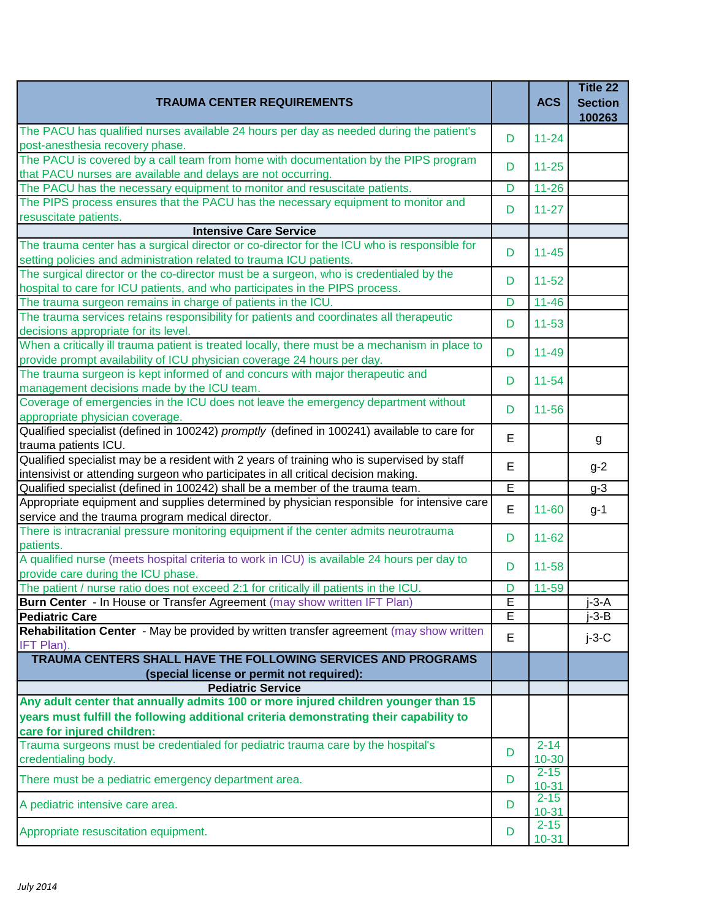| TRAUMA CENTER REQUIREMENTS | | ACS | Title 22 Section 100263 |
|---|---|---|---|
| The PACU has qualified nurses available 24 hours per day as needed during the patient's post-anesthesia recovery phase. | D | 11-24 | |
| The PACU is covered by a call team from home with documentation by the PIPS program that PACU nurses are available and delays are not occurring. | D | 11-25 | |
| The PACU has the necessary equipment to monitor and resuscitate patients. | D | 11-26 | |
| The PIPS process ensures that the PACU has the necessary equipment to monitor and resuscitate patients. | D | 11-27 | |
| **Intensive Care Service** | | | |
| The trauma center has a surgical director or co-director for the ICU who is responsible for setting policies and administration related to trauma ICU patients. | D | 11-45 | |
| The surgical director or the co-director must be a surgeon, who is credentialed by the hospital to care for ICU patients, and who participates in the PIPS process. | D | 11-52 | |
| The trauma surgeon remains in charge of patients in the ICU. | D | 11-46 | |
| The trauma services retains responsibility for patients and coordinates all therapeutic decisions appropriate for its level. | D | 11-53 | |
| When a critically ill trauma patient is treated locally, there must be a mechanism in place to provide prompt availability of ICU physician coverage 24 hours per day. | D | 11-49 | |
| The trauma surgeon is kept informed of and concurs with major therapeutic and management decisions made by the ICU team. | D | 11-54 | |
| Coverage of emergencies in the ICU does not leave the emergency department without appropriate physician coverage. | D | 11-56 | |
| Qualified specialist (defined in 100242) *promptly* (defined in 100241) available to care for trauma patients ICU. | E | | g |
| Qualified specialist may be a resident with 2 years of training who is supervised by staff intensivist or attending surgeon who participates in all critical decision making. | E | | g-2 |
| Qualified specialist (defined in 100242) shall be a member of the trauma team. | E | | g-3 |
| Appropriate equipment and supplies determined by physician responsible for intensive care service and the trauma program medical director. | E | 11-60 | g-1 |
| There is intracranial pressure monitoring equipment if the center admits neurotrauma patients. | D | 11-62 | |
| A qualified nurse (meets hospital criteria to work in ICU) is available 24 hours per day to provide care during the ICU phase. | D | 11-58 | |
| The patient / nurse ratio does not exceed 2:1 for critically ill patients in the ICU. | D | 11-59 | |
| **Burn Center** - In House or Transfer Agreement (may show written IFT Plan) | E | | j-3-A |
| **Pediatric Care** | E | | j-3-B |
| **Rehabilitation Center** - May be provided by written transfer agreement (may show written IFT Plan). | E | | j-3-C |
| **TRAUMA CENTERS SHALL HAVE THE FOLLOWING SERVICES AND PROGRAMS (special license or permit not required):** | | | |
| **Pediatric Service** | | | |
| **Any adult center that annually admits 100 or more injured children younger than 15 years must fulfill the following additional criteria demonstrating their capability to care for injured children:** | | | |
| Trauma surgeons must be credentialed for pediatric trauma care by the hospital's credentialing body. | D | 2-14 10-30 | |
| There must be a pediatric emergency department area. | D | 2-15 10-31 | |
| A pediatric intensive care area. | D | 2-15 10-31 | |
| Appropriate resuscitation equipment. | D | 2-15 10-31 | |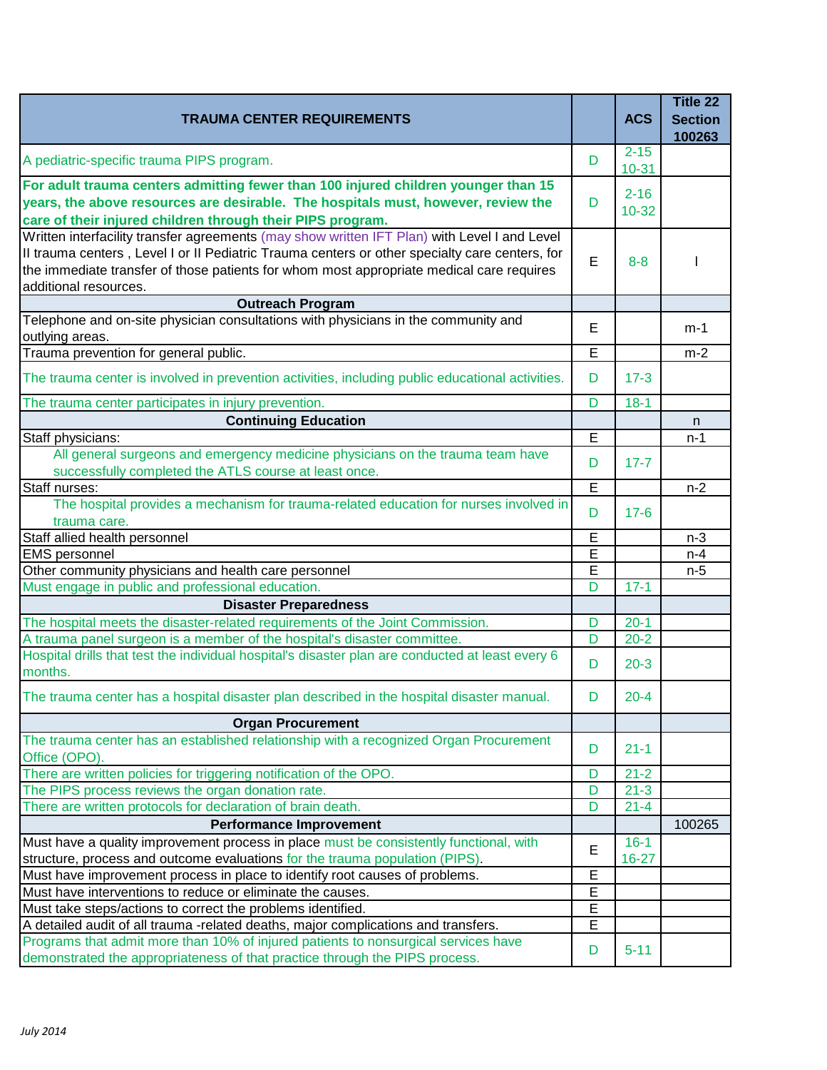| TRAUMA CENTER REQUIREMENTS | | ACS | Title 22 Section 100263 |
|---|---|---|---|
| A pediatric-specific trauma PIPS program. | D | 2-15 10-31 | |
| **For adult trauma centers admitting fewer than 100 injured children younger than 15 years, the above resources are desirable. The hospitals must, however, review the care of their injured children through their PIPS program.** | D | 2-16 10-32 | |
| Written interfacility transfer agreements (may show written IFT Plan) with Level I and Level II trauma centers , Level I or II Pediatric Trauma centers or other specialty care centers, for the immediate transfer of those patients for whom most appropriate medical care requires additional resources. | E | 8-8 | l |
| **Outreach Program** | | | |
| Telephone and on-site physician consultations with physicians in the community and outlying areas. | E | | m-1 |
| Trauma prevention for general public. | E | | m-2 |
| The trauma center is involved in prevention activities, including public educational activities. | D | 17-3 | |
| The trauma center participates in injury prevention. | D | 18-1 | |
| **Continuing Education** | | | n |
| Staff physicians: | E | | n-1 |
| All general surgeons and emergency medicine physicians on the trauma team have successfully completed the ATLS course at least once. | D | 17-7 | |
| Staff nurses: | E | | n-2 |
| The hospital provides a mechanism for trauma-related education for nurses involved in trauma care. | D | 17-6 | |
| Staff allied health personnel | E | | n-3 |
| EMS personnel | E | | n-4 |
| Other community physicians and health care personnel | E | | n-5 |
| Must engage in public and professional education. | D | 17-1 | |
| **Disaster Preparedness** | | | |
| The hospital meets the disaster-related requirements of the Joint Commission. | D | 20-1 | |
| A trauma panel surgeon is a member of the hospital's disaster committee. | D | 20-2 | |
| Hospital drills that test the individual hospital's disaster plan are conducted at least every 6 months. | D | 20-3 | |
| The trauma center has a hospital disaster plan described in the hospital disaster manual. | D | 20-4 | |
| **Organ Procurement** | | | |
| The trauma center has an established relationship with a recognized Organ Procurement Office (OPO). | D | 21-1 | |
| There are written policies for triggering notification of the OPO. | D | 21-2 | |
| The PIPS process reviews the organ donation rate. | D | 21-3 | |
| There are written protocols for declaration of brain death. | D | 21-4 | |
| **Performance Improvement** | | | 100265 |
| Must have a quality improvement process in place must be consistently functional, with structure, process and outcome evaluations for the trauma population (PIPS). | E | 16-1 16-27 | |
| Must have improvement process in place to identify root causes of problems. | E | | |
| Must have interventions to reduce or eliminate the causes. | E | | |
| Must take steps/actions to correct the problems identified. | E | | |
| A detailed audit of all trauma -related deaths, major complications and transfers. | E | | |
| Programs that admit more than 10% of injured patients to nonsurgical services have demonstrated the appropriateness of that practice through the PIPS process. | D | 5-11 | |

*July 2014*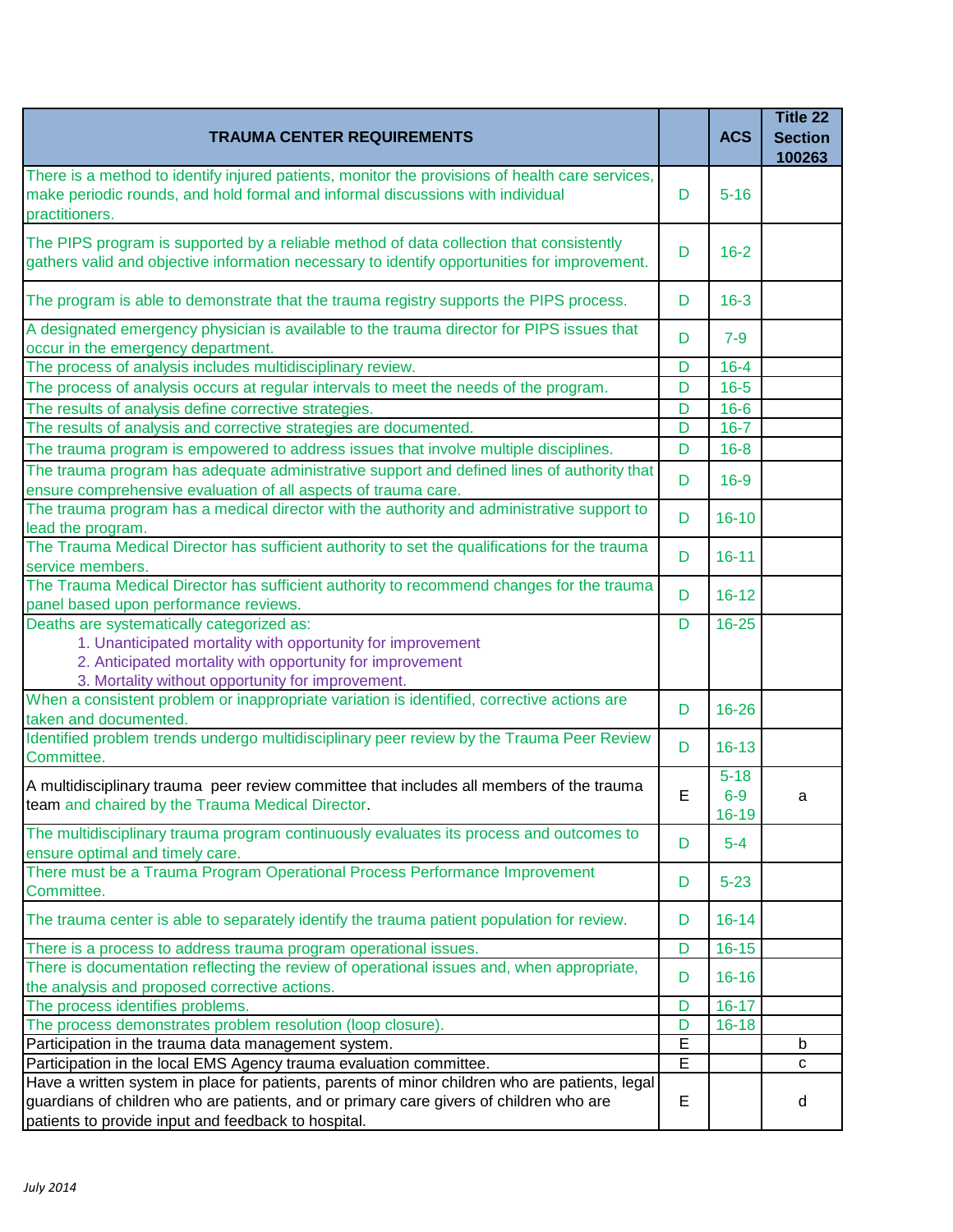| TRAUMA CENTER REQUIREMENTS | | ACS | Title 22 Section 100263 |
|---|---|---|---|
| There is a method to identify injured patients, monitor the provisions of health care services, make periodic rounds, and hold formal and informal discussions with individual practitioners. | D | 5-16 | |
| The PIPS program is supported by a reliable method of data collection that consistently gathers valid and objective information necessary to identify opportunities for improvement. | D | 16-2 | |
| The program is able to demonstrate that the trauma registry supports the PIPS process. | D | 16-3 | |
| A designated emergency physician is available to the trauma director for PIPS issues that occur in the emergency department. | D | 7-9 | |
| The process of analysis includes multidisciplinary review. | D | 16-4 | |
| The process of analysis occurs at regular intervals to meet the needs of the program. | D | 16-5 | |
| The results of analysis define corrective strategies. | D | 16-6 | |
| The results of analysis and corrective strategies are documented. | D | 16-7 | |
| The trauma program is empowered to address issues that involve multiple disciplines. | D | 16-8 | |
| The trauma program has adequate administrative support and defined lines of authority that ensure comprehensive evaluation of all aspects of trauma care. | D | 16-9 | |
| The trauma program has a medical director with the authority and administrative support to lead the program. | D | 16-10 | |
| The Trauma Medical Director has sufficient authority to set the qualifications for the trauma service members. | D | 16-11 | |
| The Trauma Medical Director has sufficient authority to recommend changes for the trauma panel based upon performance reviews. | D | 16-12 | |
| Deaths are systematically categorized as:<br>1. Unanticipated mortality with opportunity for improvement<br>2. Anticipated mortality with opportunity for improvement<br>3. Mortality without opportunity for improvement. | D | 16-25 | |
| When a consistent problem or inappropriate variation is identified, corrective actions are taken and documented. | D | 16-26 | |
| Identified problem trends undergo multidisciplinary peer review by the Trauma Peer Review Committee. | D | 16-13 | |
| A multidisciplinary trauma peer review committee that includes all members of the trauma team and chaired by the Trauma Medical Director. | E | 5-18<br>6-9<br>16-19 | a |
| The multidisciplinary trauma program continuously evaluates its process and outcomes to ensure optimal and timely care. | D | 5-4 | |
| There must be a Trauma Program Operational Process Performance Improvement Committee. | D | 5-23 | |
| The trauma center is able to separately identify the trauma patient population for review. | D | 16-14 | |
| There is a process to address trauma program operational issues. | D | 16-15 | |
| There is documentation reflecting the review of operational issues and, when appropriate, the analysis and proposed corrective actions. | D | 16-16 | |
| The process identifies problems. | D | 16-17 | |
| The process demonstrates problem resolution (loop closure). | D | 16-18 | |
| Participation in the trauma data management system. | E | | b |
| Participation in the local EMS Agency trauma evaluation committee. | E | | c |
| Have a written system in place for patients, parents of minor children who are patients, legal guardians of children who are patients, and or primary care givers of children who are patients to provide input and feedback to hospital. | E | | d |

*July 2014*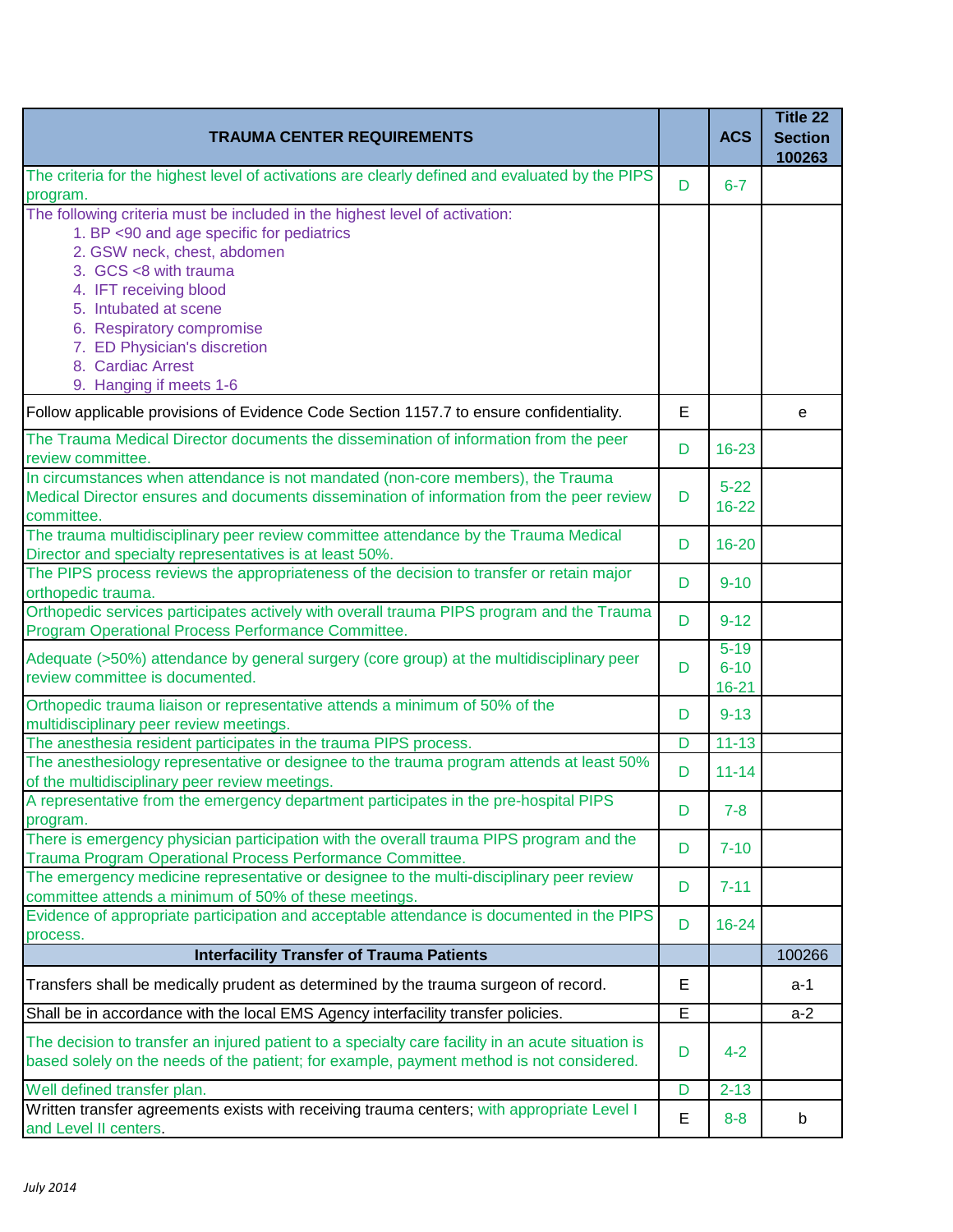| TRAUMA CENTER REQUIREMENTS | | ACS | Title 22 Section 100263 |
|---|---|---|---|
| The criteria for the highest level of activations are clearly defined and evaluated by the PIPS program. | D | 6-7 | |
| The following criteria must be included in the highest level of activation:<br>1. BP <90 and age specific for pediatrics<br>2. GSW neck, chest, abdomen<br>3. GCS <8 with trauma<br>4. IFT receiving blood<br>5. Intubated at scene<br>6. Respiratory compromise<br>7. ED Physician's discretion<br>8. Cardiac Arrest<br>9. Hanging if meets 1-6 | | | |
| Follow applicable provisions of Evidence Code Section 1157.7 to ensure confidentiality. | E | | e |
| The Trauma Medical Director documents the dissemination of information from the peer review committee. | D | 16-23 | |
| In circumstances when attendance is not mandated (non-core members), the Trauma Medical Director ensures and documents dissemination of information from the peer review committee. | D | 5-22<br>16-22 | |
| The trauma multidisciplinary peer review committee attendance by the Trauma Medical Director and specialty representatives is at least 50%. | D | 16-20 | |
| The PIPS process reviews the appropriateness of the decision to transfer or retain major orthopedic trauma. | D | 9-10 | |
| Orthopedic services participates actively with overall trauma PIPS program and the Trauma Program Operational Process Performance Committee. | D | 9-12 | |
| Adequate (>50%) attendance by general surgery (core group) at the multidisciplinary peer review committee is documented. | D | 5-19<br>6-10<br>16-21 | |
| Orthopedic trauma liaison or representative attends a minimum of 50% of the multidisciplinary peer review meetings. | D | 9-13 | |
| The anesthesia resident participates in the trauma PIPS process. | D | 11-13 | |
| The anesthesiology representative or designee to the trauma program attends at least 50% of the multidisciplinary peer review meetings. | D | 11-14 | |
| A representative from the emergency department participates in the pre-hospital PIPS program. | D | 7-8 | |
| There is emergency physician participation with the overall trauma PIPS program and the Trauma Program Operational Process Performance Committee. | D | 7-10 | |
| The emergency medicine representative or designee to the multi-disciplinary peer review committee attends a minimum of 50% of these meetings. | D | 7-11 | |
| Evidence of appropriate participation and acceptable attendance is documented in the PIPS process. | D | 16-24 | |
| **Interfacility Transfer of Trauma Patients** | | | 100266 |
| Transfers shall be medically prudent as determined by the trauma surgeon of record. | E | | a-1 |
| Shall be in accordance with the local EMS Agency interfacility transfer policies. | E | | a-2 |
| The decision to transfer an injured patient to a specialty care facility in an acute situation is based solely on the needs of the patient; for example, payment method is not considered. | D | 4-2 | |
| Well defined transfer plan. | D | 2-13 | |
| Written transfer agreements exists with receiving trauma centers; with appropriate Level I and Level II centers. | E | 8-8 | b |

*July 2014*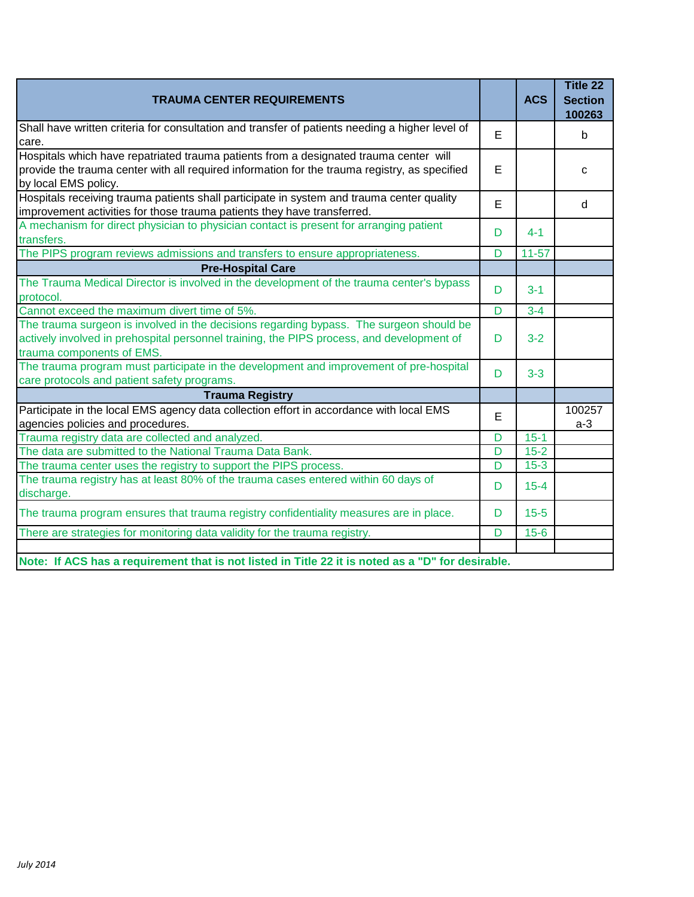| TRAUMA CENTER REQUIREMENTS | | ACS | Title 22 Section 100263 |
|---|---|---|---|
| Shall have written criteria for consultation and transfer of patients needing a higher level of care. | E | | b |
| Hospitals which have repatriated trauma patients from a designated trauma center will provide the trauma center with all required information for the trauma registry, as specified by local EMS policy. | E | | c |
| Hospitals receiving trauma patients shall participate in system and trauma center quality improvement activities for those trauma patients they have transferred. | E | | d |
| A mechanism for direct physician to physician contact is present for arranging patient transfers. | D | 4-1 | |
| The PIPS program reviews admissions and transfers to ensure appropriateness. | D | 11-57 | |
| **Pre-Hospital Care** | | | |
| The Trauma Medical Director is involved in the development of the trauma center's bypass protocol. | D | 3-1 | |
| Cannot exceed the maximum divert time of 5%. | D | 3-4 | |
| The trauma surgeon is involved in the decisions regarding bypass. The surgeon should be actively involved in prehospital personnel training, the PIPS process, and development of trauma components of EMS. | D | 3-2 | |
| The trauma program must participate in the development and improvement of pre-hospital care protocols and patient safety programs. | D | 3-3 | |
| **Trauma Registry** | | | |
| Participate in the local EMS agency data collection effort in accordance with local EMS agencies policies and procedures. | E | | 100257 a-3 |
| Trauma registry data are collected and analyzed. | D | 15-1 | |
| The data are submitted to the National Trauma Data Bank. | D | 15-2 | |
| The trauma center uses the registry to support the PIPS process. | D | 15-3 | |
| The trauma registry has at least 80% of the trauma cases entered within 60 days of discharge. | D | 15-4 | |
| The trauma program ensures that trauma registry confidentiality measures are in place. | D | 15-5 | |
| There are strategies for monitoring data validity for the trauma registry. | D | 15-6 | |
| | | | |

**Note: If ACS has a requirement that is not listed in Title 22 it is noted as a "D" for desirable.**

*July 2014*